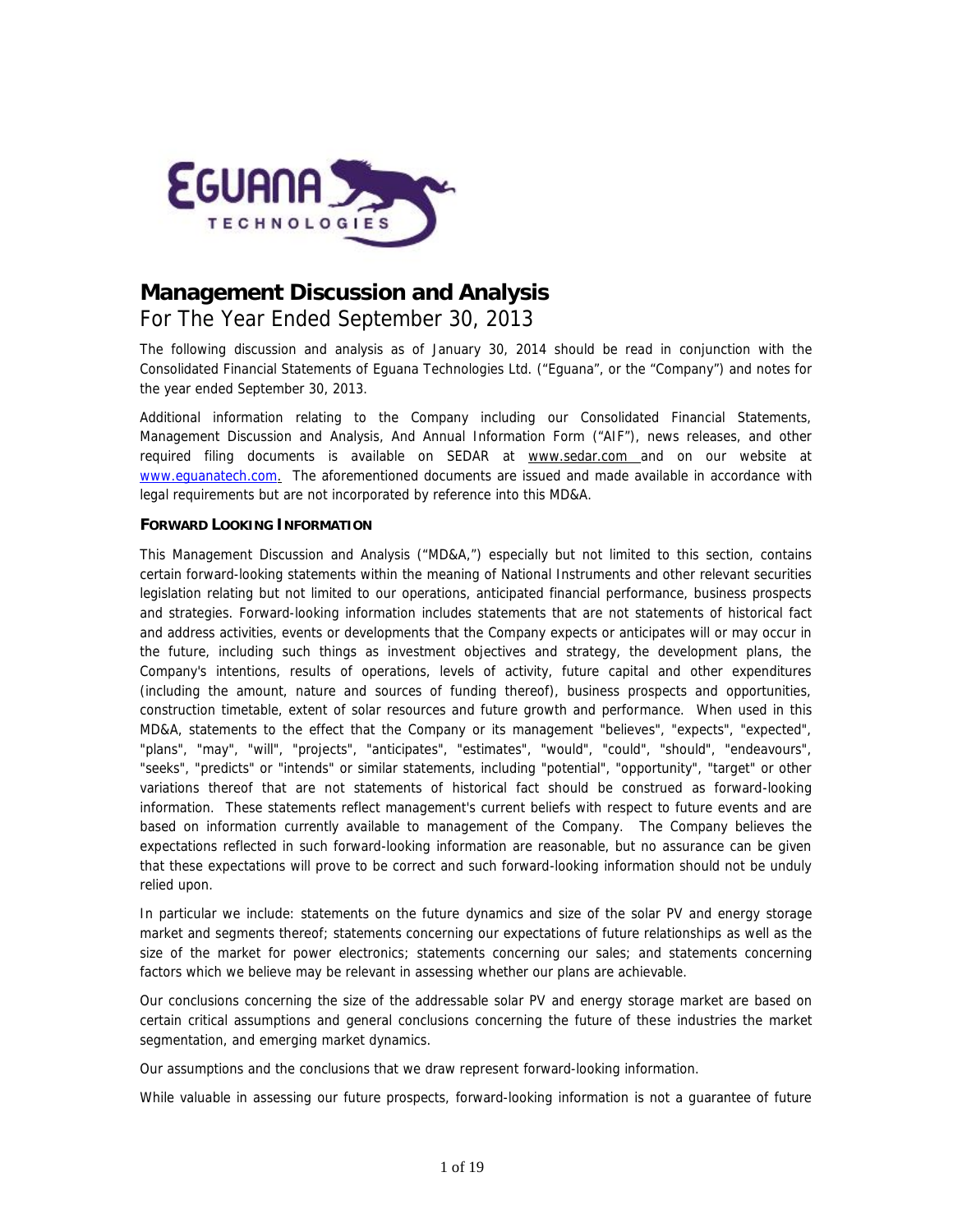# Management Discussion and Analysis

For The Year Ended September 30, 2013

The following discussion and analysis as of January 30, 2014 should be read in conjunction with the Consolidated Financial Statements of Eguana Technologies Ltd. ("Eguana", or the "Company") and notes for the year ended September 30, 2013.

Additional information relating to the Company including our Consolidated Financial Statements, Management Discussion and Analysis, And Annual Information Form ("AIF"), news releases, and other required filing documents is available on SEDAR at www.sedar.com and on our website at www.eguanatech.com. The aforementioned documents are issued and made available in accordance with legal requirements but are not incorporated by reference into this MD&A.

### FORWARD LOOKING INFORMATION

This Management Discussion and Analysis ("MD&A,") especially but not limited to this section, contains certain forward-looking statements within the meaning of National Instruments and other relevant securities legislation relating but not limited to our operations, anticipated financial performance, business prospects and strategies. Forward-looking information includes statements that are not statements of historical fact and address activities, events or developments that the Company expects or anticipates will or may occur in the future, including such things as investment objectives and strategy, the development plans, the Company's intentions, results of operations, levels of activity, future capital and other expenditures (including the amount, nature and sources of funding thereof), business prospects and opportunities, construction timetable, extent of solar resources and future growth and performance. When used in this MD&A, statements to the effect that the Company or its management "believes", "expects", "expected", "plans", "may", "will", "projects", "anticipates", "estimates", "would", "could", "should", "endeavours", "seeks", "predicts" or "intends" or similar statements, including "potential", "opportunity", "target" or other variations thereof that are not statements of historical fact should be construed as forward-looking information. These statements reflect management's current beliefs with respect to future events and are based on information currently available to management of the Company. The Company believes the expectations reflected in such forward-looking information are reasonable, but no assurance can be given that these expectations will prove to be correct and such forward-looking information should not be unduly relied upon.

In particular we include: statements on the future dynamics and size of the solar PV and energy storage market and segments thereof; statements concerning our expectations of future relationships as well as the size of the market for power electronics; statements concerning our sales; and statements concerning factors which we believe may be relevant in assessing whether our plans are achievable.

Our conclusions concerning the size of the addressable solar PV and energy storage market are based on certain critical assumptions and general conclusions concerning the future of these industries the market segmentation, and emerging market dynamics.

Our assumptions and the conclusions that we draw represent forward-looking information.

While valuable in assessing our future prospects, forward-looking information is not a guarantee of future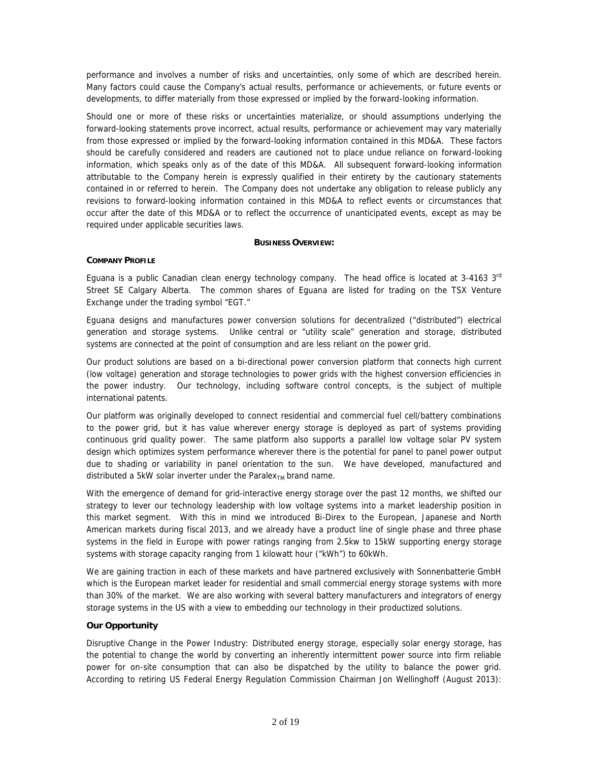performance and involves a number of risks and uncertainties, only some of which are described herein. Many factors could cause the Company's actual results, performance or achievements, or future events or developments, to differ materially from those expressed or implied by the forward-looking information.

Should one or more of these risks or uncertainties materialize, or should assumptions underlying the forward-looking statements prove incorrect, actual results, performance or achievement may vary materially from those expressed or implied by the forward-looking information contained in this MD&A. These factors should be carefully considered and readers are cautioned not to place undue reliance on forward-looking information, which speaks only as of the date of this MD&A. All subsequent forward-looking information attributable to the Company herein is expressly qualified in their entirety by the cautionary statements contained in or referred to herein. The Company does not undertake any obligation to release publicly any revisions to forward-looking information contained in this MD&A to reflect events or circumstances that occur after the date of this MD&A or to reflect the occurrence of unanticipated events, except as may be required under applicable securities laws.

## BUSINESS OVERVIEW:

### COMPANY PROFILE

Eguana is a public Canadian clean energy technology company. The head office is located at 3-4163 3rd Street SE Calgary Alberta. The common shares of Eguana are listed for trading on the TSX Venture Exchange under the trading symbol "EGT."

Eguana designs and manufactures power conversion solutions for decentralized ("distributed") electrical generation and storage systems. Unlike central or "utility scale" generation and storage, distributed systems are connected at the point of consumption and are less reliant on the power grid.

Our product solutions are based on a bi-directional power conversion platform that connects high current (low voltage) generation and storage technologies to power grids with the highest conversion efficiencies in the power industry. Our technology, including software control concepts, is the subject of multiple international patents.

Our platform was originally developed to connect residential and commercial fuel cell/battery combinations to the power grid, but it has value wherever energy storage is deployed as part of systems providing continuous grid quality power. The same platform also supports a parallel low voltage solar PV system design which optimizes system performance wherever there is the potential for panel to panel power output due to shading or variability in panel orientation to the sun. We have developed, manufactured and distributed a 5kW solar inverter under the Paralex$_{TM}$ brand name.

With the emergence of demand for grid-interactive energy storage over the past 12 months, we shifted our strategy to lever our technology leadership with low voltage systems into a market leadership position in this market segment. With this in mind we introduced Bi-Direx to the European, Japanese and North American markets during fiscal 2013, and we already have a product line of single phase and three phase systems in the field in Europe with power ratings ranging from 2.5kw to 15kW supporting energy storage systems with storage capacity ranging from 1 kilowatt hour ("kWh") to 60kWh.

We are gaining traction in each of these markets and have partnered exclusively with Sonnenbatterie GmbH which is the European market leader for residential and small commercial energy storage systems with more than 30% of the market. We are also working with several battery manufacturers and integrators of energy storage systems in the US with a view to embedding our technology in their productized solutions.

### Our Opportunity

Disruptive Change in the Power Industry: Distributed energy storage, especially solar energy storage, has the potential to change the world by converting an inherently intermittent power source into firm reliable power for on-site consumption that can also be dispatched by the utility to balance the power grid. According to retiring US Federal Energy Regulation Commission Chairman Jon Wellinghoff (August 2013):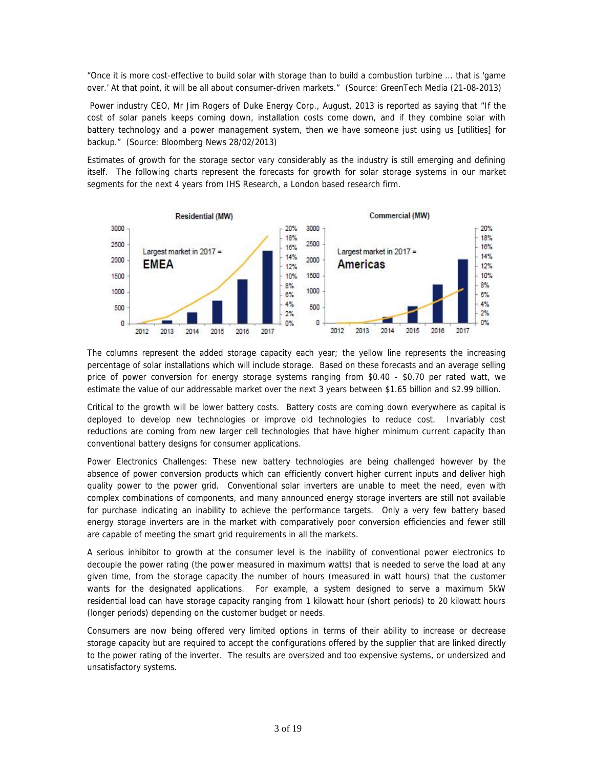"Once it is more cost-effective to build solar with storage than to build a combustion turbine ... that is 'game over.' At that point, it will be all about consumer-driven markets." (Source: GreenTech Media (21-08-2013)

Power industry CEO, Mr Jim Rogers of Duke Energy Corp., August, 2013 is reported as saying that "If the cost of solar panels keeps coming down, installation costs come down, and if they combine solar with battery technology and a power management system, then we have someone just using us [utilities] for backup." (Source: Bloomberg News 28/02/2013)

Estimates of growth for the storage sector vary considerably as the industry is still emerging and defining itself. The following charts represent the forecasts for growth for solar storage systems in our market segments for the next 4 years from IHS Research, a London based research firm.

Residential (MW) — Largest market in 2017 = **EMEA**

Commercial (MW) — Largest market in 2017 = **Americas**

The columns represent the added storage capacity each year; the yellow line represents the increasing percentage of solar installations which will include storage. Based on these forecasts and an average selling price of power conversion for energy storage systems ranging from $0.40 - $0.70 per rated watt, we estimate the value of our addressable market over the next 3 years between $1.65 billion and $2.99 billion.

Critical to the growth will be lower battery costs. Battery costs are coming down everywhere as capital is deployed to develop new technologies or improve old technologies to reduce cost. Invariably cost reductions are coming from new larger cell technologies that have higher minimum current capacity than conventional battery designs for consumer applications.

Power Electronics Challenges: These new battery technologies are being challenged however by the absence of power conversion products which can efficiently convert higher current inputs and deliver high quality power to the power grid. Conventional solar inverters are unable to meet the need, even with complex combinations of components, and many announced energy storage inverters are still not available for purchase indicating an inability to achieve the performance targets. Only a very few battery based energy storage inverters are in the market with comparatively poor conversion efficiencies and fewer still are capable of meeting the smart grid requirements in all the markets.

A serious inhibitor to growth at the consumer level is the inability of conventional power electronics to decouple the power rating (the power measured in maximum watts) that is needed to serve the load at any given time, from the storage capacity the number of hours (measured in watt hours) that the customer wants for the designated applications. For example, a system designed to serve a maximum 5kW residential load can have storage capacity ranging from 1 kilowatt hour (short periods) to 20 kilowatt hours (longer periods) depending on the customer budget or needs.

Consumers are now being offered very limited options in terms of their ability to increase or decrease storage capacity but are required to accept the configurations offered by the supplier that are linked directly to the power rating of the inverter. The results are oversized and too expensive systems, or undersized and unsatisfactory systems.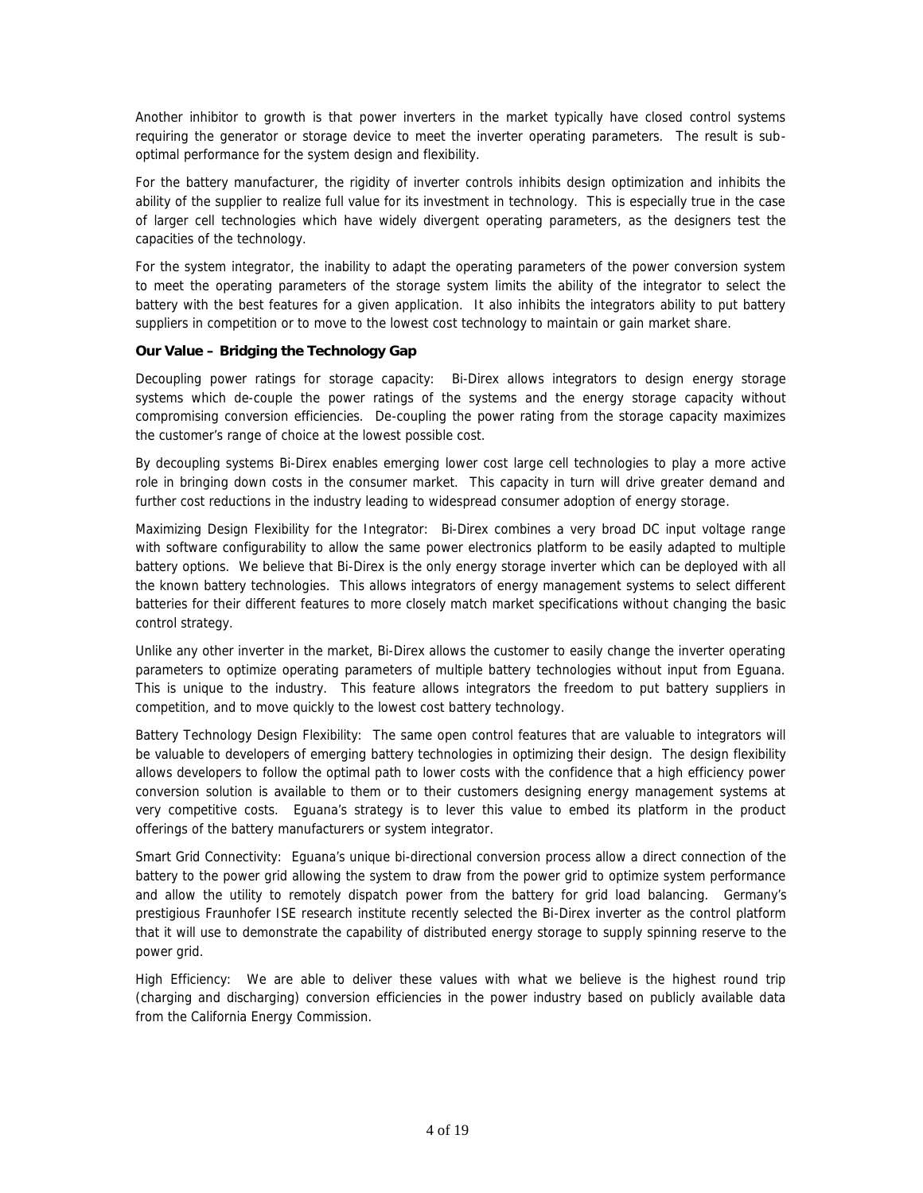Another inhibitor to growth is that power inverters in the market typically have closed control systems requiring the generator or storage device to meet the inverter operating parameters. The result is sub-optimal performance for the system design and flexibility.

For the battery manufacturer, the rigidity of inverter controls inhibits design optimization and inhibits the ability of the supplier to realize full value for its investment in technology. This is especially true in the case of larger cell technologies which have widely divergent operating parameters, as the designers test the capacities of the technology.

For the system integrator, the inability to adapt the operating parameters of the power conversion system to meet the operating parameters of the storage system limits the ability of the integrator to select the battery with the best features for a given application. It also inhibits the integrators ability to put battery suppliers in competition or to move to the lowest cost technology to maintain or gain market share.

**Our Value – Bridging the Technology Gap**

Decoupling power ratings for storage capacity: Bi-Direx allows integrators to design energy storage systems which de-couple the power ratings of the systems and the energy storage capacity without compromising conversion efficiencies. De-coupling the power rating from the storage capacity maximizes the customer's range of choice at the lowest possible cost.

By decoupling systems Bi-Direx enables emerging lower cost large cell technologies to play a more active role in bringing down costs in the consumer market. This capacity in turn will drive greater demand and further cost reductions in the industry leading to widespread consumer adoption of energy storage.

Maximizing Design Flexibility for the Integrator: Bi-Direx combines a very broad DC input voltage range with software configurability to allow the same power electronics platform to be easily adapted to multiple battery options. We believe that Bi-Direx is the only energy storage inverter which can be deployed with all the known battery technologies. This allows integrators of energy management systems to select different batteries for their different features to more closely match market specifications without changing the basic control strategy.

Unlike any other inverter in the market, Bi-Direx allows the customer to easily change the inverter operating parameters to optimize operating parameters of multiple battery technologies without input from Eguana. This is unique to the industry. This feature allows integrators the freedom to put battery suppliers in competition, and to move quickly to the lowest cost battery technology.

Battery Technology Design Flexibility: The same open control features that are valuable to integrators will be valuable to developers of emerging battery technologies in optimizing their design. The design flexibility allows developers to follow the optimal path to lower costs with the confidence that a high efficiency power conversion solution is available to them or to their customers designing energy management systems at very competitive costs. Eguana's strategy is to lever this value to embed its platform in the product offerings of the battery manufacturers or system integrator.

Smart Grid Connectivity: Eguana's unique bi-directional conversion process allow a direct connection of the battery to the power grid allowing the system to draw from the power grid to optimize system performance and allow the utility to remotely dispatch power from the battery for grid load balancing. Germany's prestigious Fraunhofer ISE research institute recently selected the Bi-Direx inverter as the control platform that it will use to demonstrate the capability of distributed energy storage to supply spinning reserve to the power grid.

High Efficiency: We are able to deliver these values with what we believe is the highest round trip (charging and discharging) conversion efficiencies in the power industry based on publicly available data from the California Energy Commission.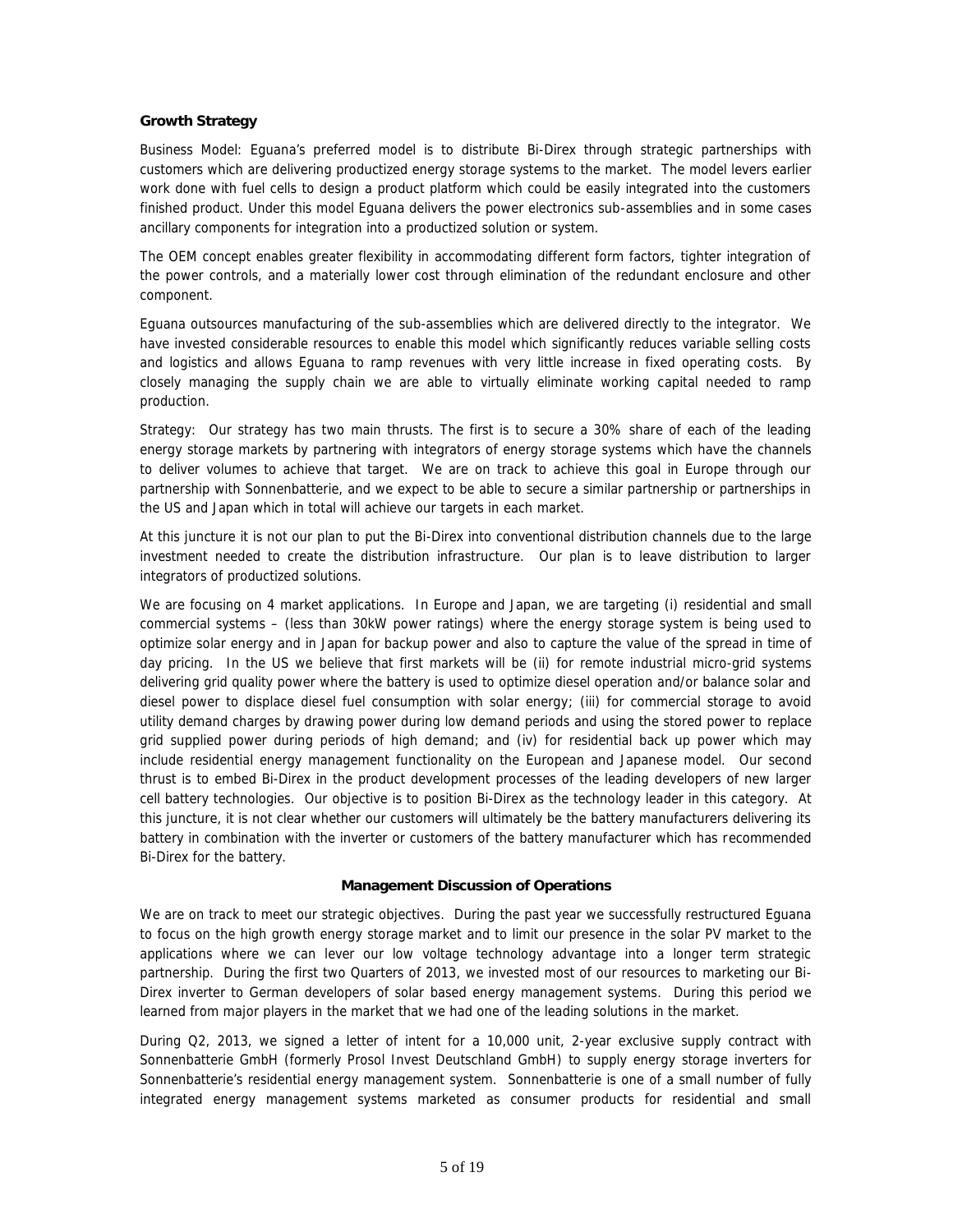**Growth Strategy**

Business Model: Eguana's preferred model is to distribute Bi-Direx through strategic partnerships with customers which are delivering productized energy storage systems to the market. The model levers earlier work done with fuel cells to design a product platform which could be easily integrated into the customers finished product. Under this model Eguana delivers the power electronics sub-assemblies and in some cases ancillary components for integration into a productized solution or system.

The OEM concept enables greater flexibility in accommodating different form factors, tighter integration of the power controls, and a materially lower cost through elimination of the redundant enclosure and other component.

Eguana outsources manufacturing of the sub-assemblies which are delivered directly to the integrator. We have invested considerable resources to enable this model which significantly reduces variable selling costs and logistics and allows Eguana to ramp revenues with very little increase in fixed operating costs. By closely managing the supply chain we are able to virtually eliminate working capital needed to ramp production.

Strategy: Our strategy has two main thrusts. The first is to secure a 30% share of each of the leading energy storage markets by partnering with integrators of energy storage systems which have the channels to deliver volumes to achieve that target. We are on track to achieve this goal in Europe through our partnership with Sonnenbatterie, and we expect to be able to secure a similar partnership or partnerships in the US and Japan which in total will achieve our targets in each market.

At this juncture it is not our plan to put the Bi-Direx into conventional distribution channels due to the large investment needed to create the distribution infrastructure. Our plan is to leave distribution to larger integrators of productized solutions.

We are focusing on 4 market applications. In Europe and Japan, we are targeting (i) residential and small commercial systems – (less than 30kW power ratings) where the energy storage system is being used to optimize solar energy and in Japan for backup power and also to capture the value of the spread in time of day pricing. In the US we believe that first markets will be (ii) for remote industrial micro-grid systems delivering grid quality power where the battery is used to optimize diesel operation and/or balance solar and diesel power to displace diesel fuel consumption with solar energy; (iii) for commercial storage to avoid utility demand charges by drawing power during low demand periods and using the stored power to replace grid supplied power during periods of high demand; and (iv) for residential back up power which may include residential energy management functionality on the European and Japanese model. Our second thrust is to embed Bi-Direx in the product development processes of the leading developers of new larger cell battery technologies. Our objective is to position Bi-Direx as the technology leader in this category. At this juncture, it is not clear whether our customers will ultimately be the battery manufacturers delivering its battery in combination with the inverter or customers of the battery manufacturer which has recommended Bi-Direx for the battery.

**Management Discussion of Operations**

We are on track to meet our strategic objectives. During the past year we successfully restructured Eguana to focus on the high growth energy storage market and to limit our presence in the solar PV market to the applications where we can lever our low voltage technology advantage into a longer term strategic partnership. During the first two Quarters of 2013, we invested most of our resources to marketing our Bi-Direx inverter to German developers of solar based energy management systems. During this period we learned from major players in the market that we had one of the leading solutions in the market.

During Q2, 2013, we signed a letter of intent for a 10,000 unit, 2-year exclusive supply contract with Sonnenbatterie GmbH (formerly Prosol Invest Deutschland GmbH) to supply energy storage inverters for Sonnenbatterie's residential energy management system. Sonnenbatterie is one of a small number of fully integrated energy management systems marketed as consumer products for residential and small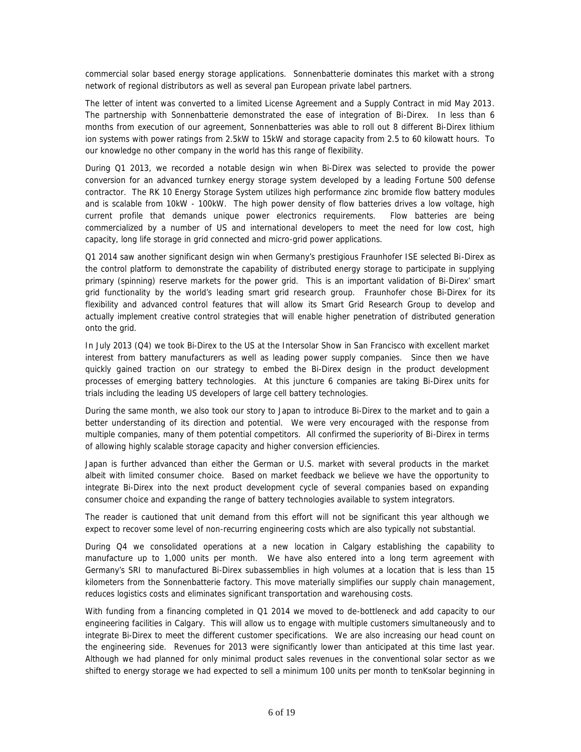commercial solar based energy storage applications. Sonnenbatterie dominates this market with a strong network of regional distributors as well as several pan European private label partners.

The letter of intent was converted to a limited License Agreement and a Supply Contract in mid May 2013. The partnership with Sonnenbatterie demonstrated the ease of integration of Bi-Direx. In less than 6 months from execution of our agreement, Sonnenbatteries was able to roll out 8 different Bi-Direx lithium ion systems with power ratings from 2.5kW to 15kW and storage capacity from 2.5 to 60 kilowatt hours. To our knowledge no other company in the world has this range of flexibility.

During Q1 2013, we recorded a notable design win when Bi-Direx was selected to provide the power conversion for an advanced turnkey energy storage system developed by a leading Fortune 500 defense contractor. The RK 10 Energy Storage System utilizes high performance zinc bromide flow battery modules and is scalable from 10kW - 100kW. The high power density of flow batteries drives a low voltage, high current profile that demands unique power electronics requirements. Flow batteries are being commercialized by a number of US and international developers to meet the need for low cost, high capacity, long life storage in grid connected and micro-grid power applications.

Q1 2014 saw another significant design win when Germany's prestigious Fraunhofer ISE selected Bi-Direx as the control platform to demonstrate the capability of distributed energy storage to participate in supplying primary (spinning) reserve markets for the power grid. This is an important validation of Bi-Direx' smart grid functionality by the world's leading smart grid research group. Fraunhofer chose Bi-Direx for its flexibility and advanced control features that will allow its Smart Grid Research Group to develop and actually implement creative control strategies that will enable higher penetration of distributed generation onto the grid.

In July 2013 (Q4) we took Bi-Direx to the US at the Intersolar Show in San Francisco with excellent market interest from battery manufacturers as well as leading power supply companies. Since then we have quickly gained traction on our strategy to embed the Bi-Direx design in the product development processes of emerging battery technologies. At this juncture 6 companies are taking Bi-Direx units for trials including the leading US developers of large cell battery technologies.

During the same month, we also took our story to Japan to introduce Bi-Direx to the market and to gain a better understanding of its direction and potential. We were very encouraged with the response from multiple companies, many of them potential competitors. All confirmed the superiority of Bi-Direx in terms of allowing highly scalable storage capacity and higher conversion efficiencies.

Japan is further advanced than either the German or U.S. market with several products in the market albeit with limited consumer choice. Based on market feedback we believe we have the opportunity to integrate Bi-Direx into the next product development cycle of several companies based on expanding consumer choice and expanding the range of battery technologies available to system integrators.

The reader is cautioned that unit demand from this effort will not be significant this year although we expect to recover some level of non-recurring engineering costs which are also typically not substantial.

During Q4 we consolidated operations at a new location in Calgary establishing the capability to manufacture up to 1,000 units per month. We have also entered into a long term agreement with Germany's SRI to manufactured Bi-Direx subassemblies in high volumes at a location that is less than 15 kilometers from the Sonnenbatterie factory. This move materially simplifies our supply chain management, reduces logistics costs and eliminates significant transportation and warehousing costs.

With funding from a financing completed in Q1 2014 we moved to de-bottleneck and add capacity to our engineering facilities in Calgary. This will allow us to engage with multiple customers simultaneously and to integrate Bi-Direx to meet the different customer specifications. We are also increasing our head count on the engineering side. Revenues for 2013 were significantly lower than anticipated at this time last year. Although we had planned for only minimal product sales revenues in the conventional solar sector as we shifted to energy storage we had expected to sell a minimum 100 units per month to tenKsolar beginning in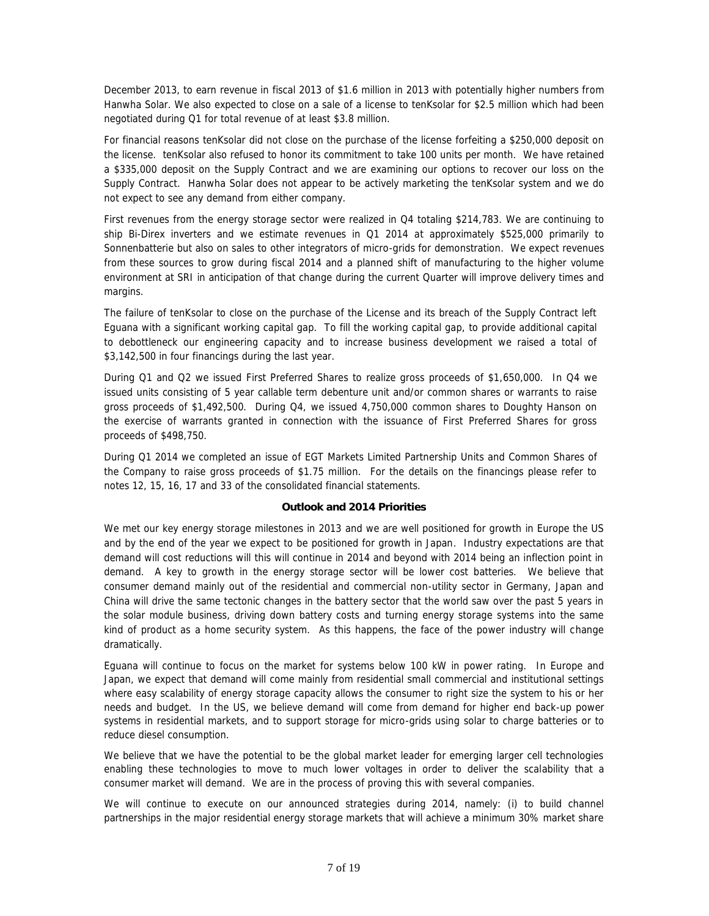December 2013, to earn revenue in fiscal 2013 of $1.6 million in 2013 with potentially higher numbers from Hanwha Solar. We also expected to close on a sale of a license to tenKsolar for $2.5 million which had been negotiated during Q1 for total revenue of at least $3.8 million.

For financial reasons tenKsolar did not close on the purchase of the license forfeiting a $250,000 deposit on the license. tenKsolar also refused to honor its commitment to take 100 units per month. We have retained a $335,000 deposit on the Supply Contract and we are examining our options to recover our loss on the Supply Contract. Hanwha Solar does not appear to be actively marketing the tenKsolar system and we do not expect to see any demand from either company.

First revenues from the energy storage sector were realized in Q4 totaling $214,783. We are continuing to ship Bi-Direx inverters and we estimate revenues in Q1 2014 at approximately $525,000 primarily to Sonnenbatterie but also on sales to other integrators of micro-grids for demonstration. We expect revenues from these sources to grow during fiscal 2014 and a planned shift of manufacturing to the higher volume environment at SRI in anticipation of that change during the current Quarter will improve delivery times and margins.

The failure of tenKsolar to close on the purchase of the License and its breach of the Supply Contract left Eguana with a significant working capital gap. To fill the working capital gap, to provide additional capital to debottleneck our engineering capacity and to increase business development we raised a total of $3,142,500 in four financings during the last year.

During Q1 and Q2 we issued First Preferred Shares to realize gross proceeds of $1,650,000. In Q4 we issued units consisting of 5 year callable term debenture unit and/or common shares or warrants to raise gross proceeds of $1,492,500. During Q4, we issued 4,750,000 common shares to Doughty Hanson on the exercise of warrants granted in connection with the issuance of First Preferred Shares for gross proceeds of $498,750.

During Q1 2014 we completed an issue of EGT Markets Limited Partnership Units and Common Shares of the Company to raise gross proceeds of $1.75 million. For the details on the financings please refer to notes 12, 15, 16, 17 and 33 of the consolidated financial statements.

## Outlook and 2014 Priorities

We met our key energy storage milestones in 2013 and we are well positioned for growth in Europe the US and by the end of the year we expect to be positioned for growth in Japan. Industry expectations are that demand will cost reductions will this will continue in 2014 and beyond with 2014 being an inflection point in demand. A key to growth in the energy storage sector will be lower cost batteries. We believe that consumer demand mainly out of the residential and commercial non-utility sector in Germany, Japan and China will drive the same tectonic changes in the battery sector that the world saw over the past 5 years in the solar module business, driving down battery costs and turning energy storage systems into the same kind of product as a home security system. As this happens, the face of the power industry will change dramatically.

Eguana will continue to focus on the market for systems below 100 kW in power rating. In Europe and Japan, we expect that demand will come mainly from residential small commercial and institutional settings where easy scalability of energy storage capacity allows the consumer to right size the system to his or her needs and budget. In the US, we believe demand will come from demand for higher end back-up power systems in residential markets, and to support storage for micro-grids using solar to charge batteries or to reduce diesel consumption.

We believe that we have the potential to be the global market leader for emerging larger cell technologies enabling these technologies to move to much lower voltages in order to deliver the scalability that a consumer market will demand. We are in the process of proving this with several companies.

We will continue to execute on our announced strategies during 2014, namely: (i) to build channel partnerships in the major residential energy storage markets that will achieve a minimum 30% market share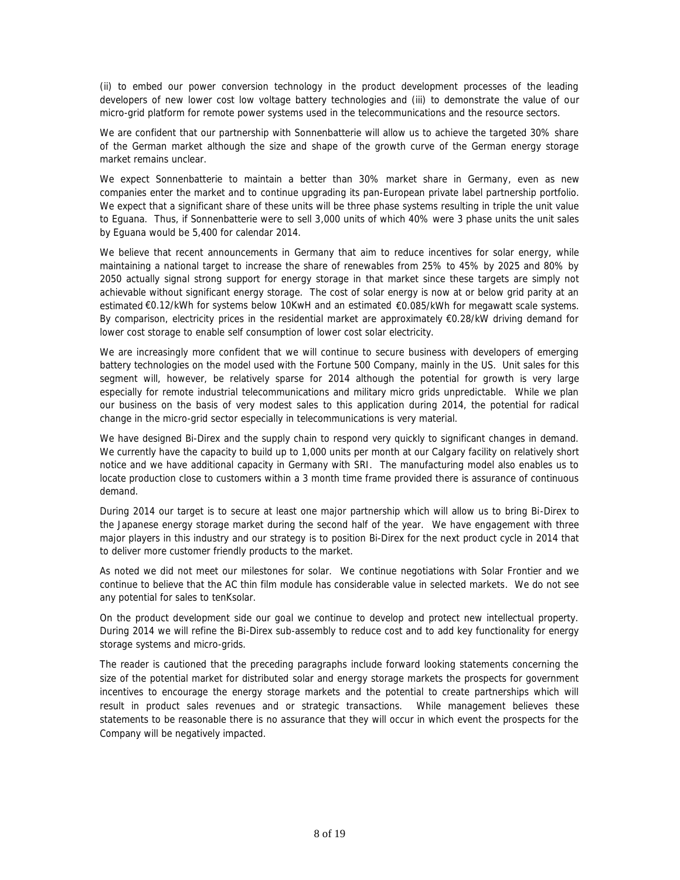(ii) to embed our power conversion technology in the product development processes of the leading developers of new lower cost low voltage battery technologies and (iii) to demonstrate the value of our micro-grid platform for remote power systems used in the telecommunications and the resource sectors.

We are confident that our partnership with Sonnenbatterie will allow us to achieve the targeted 30% share of the German market although the size and shape of the growth curve of the German energy storage market remains unclear.

We expect Sonnenbatterie to maintain a better than 30% market share in Germany, even as new companies enter the market and to continue upgrading its pan-European private label partnership portfolio. We expect that a significant share of these units will be three phase systems resulting in triple the unit value to Eguana. Thus, if Sonnenbatterie were to sell 3,000 units of which 40% were 3 phase units the unit sales by Eguana would be 5,400 for calendar 2014.

We believe that recent announcements in Germany that aim to reduce incentives for solar energy, while maintaining a national target to increase the share of renewables from 25% to 45% by 2025 and 80% by 2050 actually signal strong support for energy storage in that market since these targets are simply not achievable without significant energy storage. The cost of solar energy is now at or below grid parity at an estimated €0.12/kWh for systems below 10KwH and an estimated €0.085/kWh for megawatt scale systems. By comparison, electricity prices in the residential market are approximately €0.28/kW driving demand for lower cost storage to enable self consumption of lower cost solar electricity.

We are increasingly more confident that we will continue to secure business with developers of emerging battery technologies on the model used with the Fortune 500 Company, mainly in the US. Unit sales for this segment will, however, be relatively sparse for 2014 although the potential for growth is very large especially for remote industrial telecommunications and military micro grids unpredictable. While we plan our business on the basis of very modest sales to this application during 2014, the potential for radical change in the micro-grid sector especially in telecommunications is very material.

We have designed Bi-Direx and the supply chain to respond very quickly to significant changes in demand. We currently have the capacity to build up to 1,000 units per month at our Calgary facility on relatively short notice and we have additional capacity in Germany with SRI. The manufacturing model also enables us to locate production close to customers within a 3 month time frame provided there is assurance of continuous demand.

During 2014 our target is to secure at least one major partnership which will allow us to bring Bi-Direx to the Japanese energy storage market during the second half of the year. We have engagement with three major players in this industry and our strategy is to position Bi-Direx for the next product cycle in 2014 that to deliver more customer friendly products to the market.

As noted we did not meet our milestones for solar. We continue negotiations with Solar Frontier and we continue to believe that the AC thin film module has considerable value in selected markets. We do not see any potential for sales to tenKsolar.

On the product development side our goal we continue to develop and protect new intellectual property. During 2014 we will refine the Bi-Direx sub-assembly to reduce cost and to add key functionality for energy storage systems and micro-grids.

The reader is cautioned that the preceding paragraphs include forward looking statements concerning the size of the potential market for distributed solar and energy storage markets the prospects for government incentives to encourage the energy storage markets and the potential to create partnerships which will result in product sales revenues and or strategic transactions. While management believes these statements to be reasonable there is no assurance that they will occur in which event the prospects for the Company will be negatively impacted.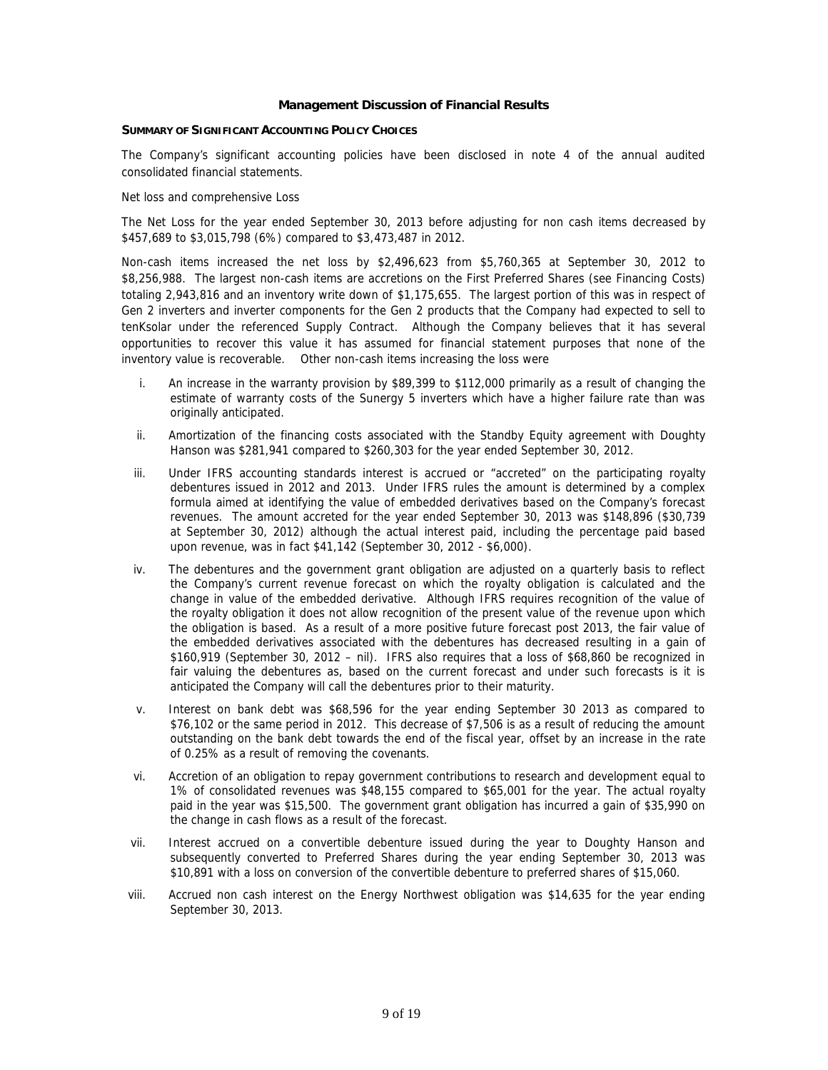# Management Discussion of Financial Results

**SUMMARY OF SIGNIFICANT ACCOUNTING POLICY CHOICES**

The Company's significant accounting policies have been disclosed in note 4 of the annual audited consolidated financial statements.

Net loss and comprehensive Loss

The Net Loss for the year ended September 30, 2013 before adjusting for non cash items decreased by $457,689 to $3,015,798 (6%) compared to $3,473,487 in 2012.

Non-cash items increased the net loss by $2,496,623 from $5,760,365 at September 30, 2012 to $8,256,988. The largest non-cash items are accretions on the First Preferred Shares (see Financing Costs) totaling 2,943,816 and an inventory write down of $1,175,655. The largest portion of this was in respect of Gen 2 inverters and inverter components for the Gen 2 products that the Company had expected to sell to tenKsolar under the referenced Supply Contract. Although the Company believes that it has several opportunities to recover this value it has assumed for financial statement purposes that none of the inventory value is recoverable. Other non-cash items increasing the loss were

i. An increase in the warranty provision by $89,399 to $112,000 primarily as a result of changing the estimate of warranty costs of the Sunergy 5 inverters which have a higher failure rate than was originally anticipated.

ii. Amortization of the financing costs associated with the Standby Equity agreement with Doughty Hanson was $281,941 compared to $260,303 for the year ended September 30, 2012.

iii. Under IFRS accounting standards interest is accrued or "accreted" on the participating royalty debentures issued in 2012 and 2013. Under IFRS rules the amount is determined by a complex formula aimed at identifying the value of embedded derivatives based on the Company's forecast revenues. The amount accreted for the year ended September 30, 2013 was $148,896 ($30,739 at September 30, 2012) although the actual interest paid, including the percentage paid based upon revenue, was in fact $41,142 (September 30, 2012 - $6,000).

iv. The debentures and the government grant obligation are adjusted on a quarterly basis to reflect the Company's current revenue forecast on which the royalty obligation is calculated and the change in value of the embedded derivative. Although IFRS requires recognition of the value of the royalty obligation it does not allow recognition of the present value of the revenue upon which the obligation is based. As a result of a more positive future forecast post 2013, the fair value of the embedded derivatives associated with the debentures has decreased resulting in a gain of $160,919 (September 30, 2012 – nil). IFRS also requires that a loss of $68,860 be recognized in fair valuing the debentures as, based on the current forecast and under such forecasts is it is anticipated the Company will call the debentures prior to their maturity.

v. Interest on bank debt was $68,596 for the year ending September 30 2013 as compared to $76,102 or the same period in 2012. This decrease of $7,506 is as a result of reducing the amount outstanding on the bank debt towards the end of the fiscal year, offset by an increase in the rate of 0.25% as a result of removing the covenants.

vi. Accretion of an obligation to repay government contributions to research and development equal to 1% of consolidated revenues was $48,155 compared to $65,001 for the year. The actual royalty paid in the year was $15,500. The government grant obligation has incurred a gain of $35,990 on the change in cash flows as a result of the forecast.

vii. Interest accrued on a convertible debenture issued during the year to Doughty Hanson and subsequently converted to Preferred Shares during the year ending September 30, 2013 was $10,891 with a loss on conversion of the convertible debenture to preferred shares of $15,060.

viii. Accrued non cash interest on the Energy Northwest obligation was $14,635 for the year ending September 30, 2013.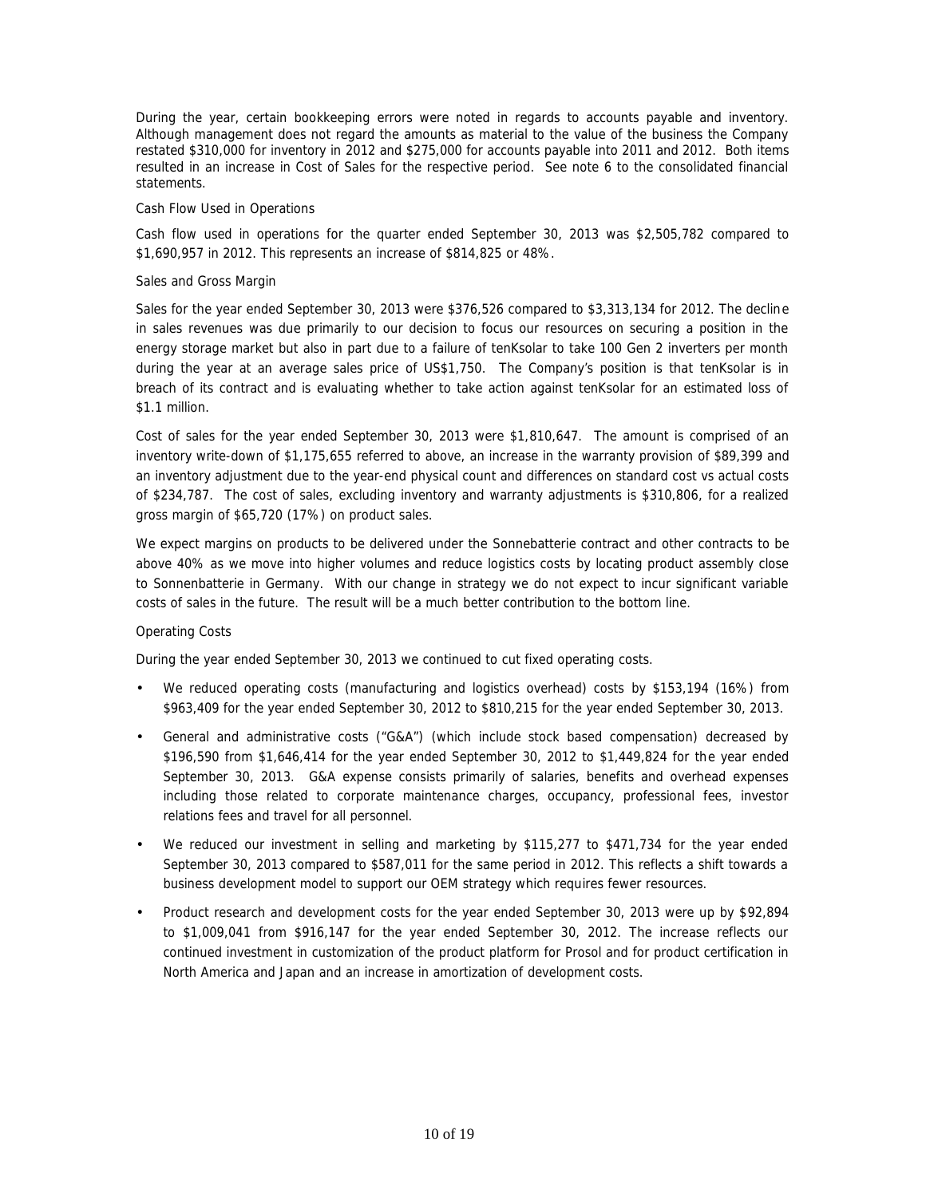During the year, certain bookkeeping errors were noted in regards to accounts payable and inventory. Although management does not regard the amounts as material to the value of the business the Company restated $310,000 for inventory in 2012 and $275,000 for accounts payable into 2011 and 2012. Both items resulted in an increase in Cost of Sales for the respective period. See note 6 to the consolidated financial statements.

Cash Flow Used in Operations

Cash flow used in operations for the quarter ended September 30, 2013 was $2,505,782 compared to $1,690,957 in 2012. This represents an increase of $814,825 or 48%.

Sales and Gross Margin

Sales for the year ended September 30, 2013 were $376,526 compared to $3,313,134 for 2012. The decline in sales revenues was due primarily to our decision to focus our resources on securing a position in the energy storage market but also in part due to a failure of tenKsolar to take 100 Gen 2 inverters per month during the year at an average sales price of US$1,750. The Company's position is that tenKsolar is in breach of its contract and is evaluating whether to take action against tenKsolar for an estimated loss of $1.1 million.

Cost of sales for the year ended September 30, 2013 were $1,810,647. The amount is comprised of an inventory write-down of $1,175,655 referred to above, an increase in the warranty provision of $89,399 and an inventory adjustment due to the year-end physical count and differences on standard cost vs actual costs of $234,787. The cost of sales, excluding inventory and warranty adjustments is $310,806, for a realized gross margin of $65,720 (17%) on product sales.

We expect margins on products to be delivered under the Sonnebatterie contract and other contracts to be above 40% as we move into higher volumes and reduce logistics costs by locating product assembly close to Sonnenbatterie in Germany. With our change in strategy we do not expect to incur significant variable costs of sales in the future. The result will be a much better contribution to the bottom line.

Operating Costs

During the year ended September 30, 2013 we continued to cut fixed operating costs.

- We reduced operating costs (manufacturing and logistics overhead) costs by $153,194 (16%) from $963,409 for the year ended September 30, 2012 to $810,215 for the year ended September 30, 2013.
- General and administrative costs ("G&A") (which include stock based compensation) decreased by $196,590 from $1,646,414 for the year ended September 30, 2012 to $1,449,824 for the year ended September 30, 2013. G&A expense consists primarily of salaries, benefits and overhead expenses including those related to corporate maintenance charges, occupancy, professional fees, investor relations fees and travel for all personnel.
- We reduced our investment in selling and marketing by $115,277 to $471,734 for the year ended September 30, 2013 compared to $587,011 for the same period in 2012. This reflects a shift towards a business development model to support our OEM strategy which requires fewer resources.
- Product research and development costs for the year ended September 30, 2013 were up by $92,894 to $1,009,041 from $916,147 for the year ended September 30, 2012. The increase reflects our continued investment in customization of the product platform for Prosol and for product certification in North America and Japan and an increase in amortization of development costs.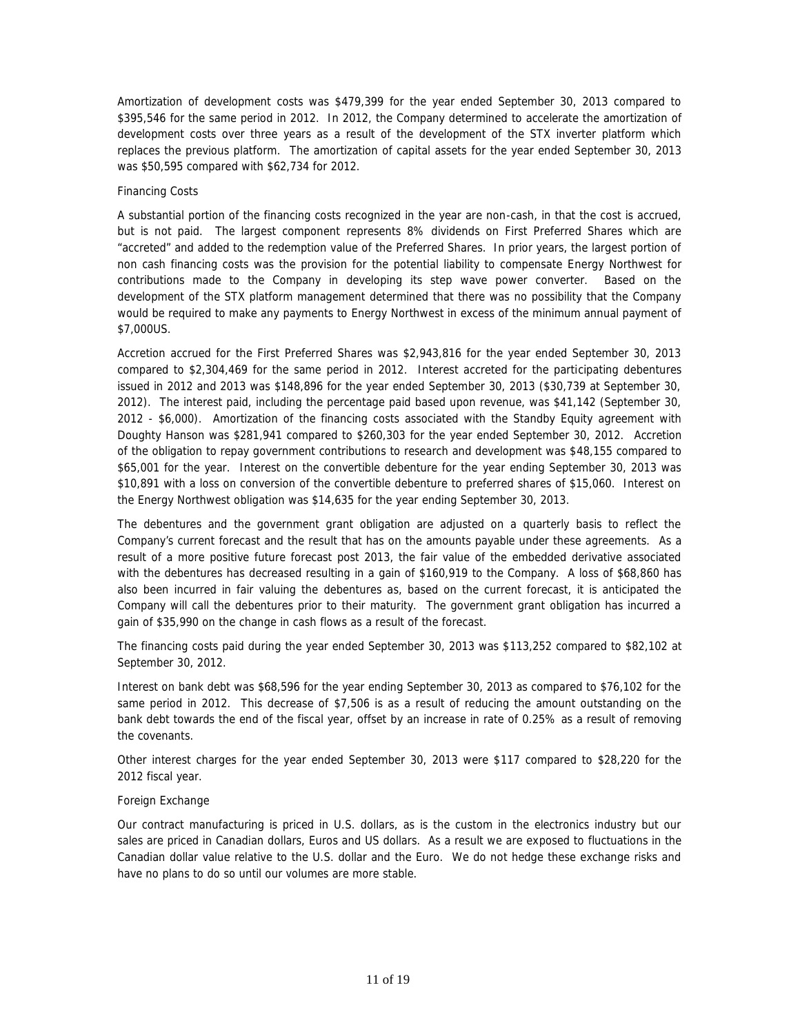Amortization of development costs was $479,399 for the year ended September 30, 2013 compared to $395,546 for the same period in 2012. In 2012, the Company determined to accelerate the amortization of development costs over three years as a result of the development of the STX inverter platform which replaces the previous platform. The amortization of capital assets for the year ended September 30, 2013 was $50,595 compared with $62,734 for 2012.

### Financing Costs

A substantial portion of the financing costs recognized in the year are non-cash, in that the cost is accrued, but is not paid. The largest component represents 8% dividends on First Preferred Shares which are "accreted" and added to the redemption value of the Preferred Shares. In prior years, the largest portion of non cash financing costs was the provision for the potential liability to compensate Energy Northwest for contributions made to the Company in developing its step wave power converter. Based on the development of the STX platform management determined that there was no possibility that the Company would be required to make any payments to Energy Northwest in excess of the minimum annual payment of $7,000US.

Accretion accrued for the First Preferred Shares was $2,943,816 for the year ended September 30, 2013 compared to $2,304,469 for the same period in 2012. Interest accreted for the participating debentures issued in 2012 and 2013 was $148,896 for the year ended September 30, 2013 ($30,739 at September 30, 2012). The interest paid, including the percentage paid based upon revenue, was $41,142 (September 30, 2012 - $6,000). Amortization of the financing costs associated with the Standby Equity agreement with Doughty Hanson was $281,941 compared to $260,303 for the year ended September 30, 2012. Accretion of the obligation to repay government contributions to research and development was $48,155 compared to $65,001 for the year. Interest on the convertible debenture for the year ending September 30, 2013 was $10,891 with a loss on conversion of the convertible debenture to preferred shares of $15,060. Interest on the Energy Northwest obligation was $14,635 for the year ending September 30, 2013.

The debentures and the government grant obligation are adjusted on a quarterly basis to reflect the Company's current forecast and the result that has on the amounts payable under these agreements. As a result of a more positive future forecast post 2013, the fair value of the embedded derivative associated with the debentures has decreased resulting in a gain of $160,919 to the Company. A loss of $68,860 has also been incurred in fair valuing the debentures as, based on the current forecast, it is anticipated the Company will call the debentures prior to their maturity. The government grant obligation has incurred a gain of $35,990 on the change in cash flows as a result of the forecast.

The financing costs paid during the year ended September 30, 2013 was $113,252 compared to $82,102 at September 30, 2012.

Interest on bank debt was $68,596 for the year ending September 30, 2013 as compared to $76,102 for the same period in 2012. This decrease of $7,506 is as a result of reducing the amount outstanding on the bank debt towards the end of the fiscal year, offset by an increase in rate of 0.25% as a result of removing the covenants.

Other interest charges for the year ended September 30, 2013 were $117 compared to $28,220 for the 2012 fiscal year.

### Foreign Exchange

Our contract manufacturing is priced in U.S. dollars, as is the custom in the electronics industry but our sales are priced in Canadian dollars, Euros and US dollars. As a result we are exposed to fluctuations in the Canadian dollar value relative to the U.S. dollar and the Euro. We do not hedge these exchange risks and have no plans to do so until our volumes are more stable.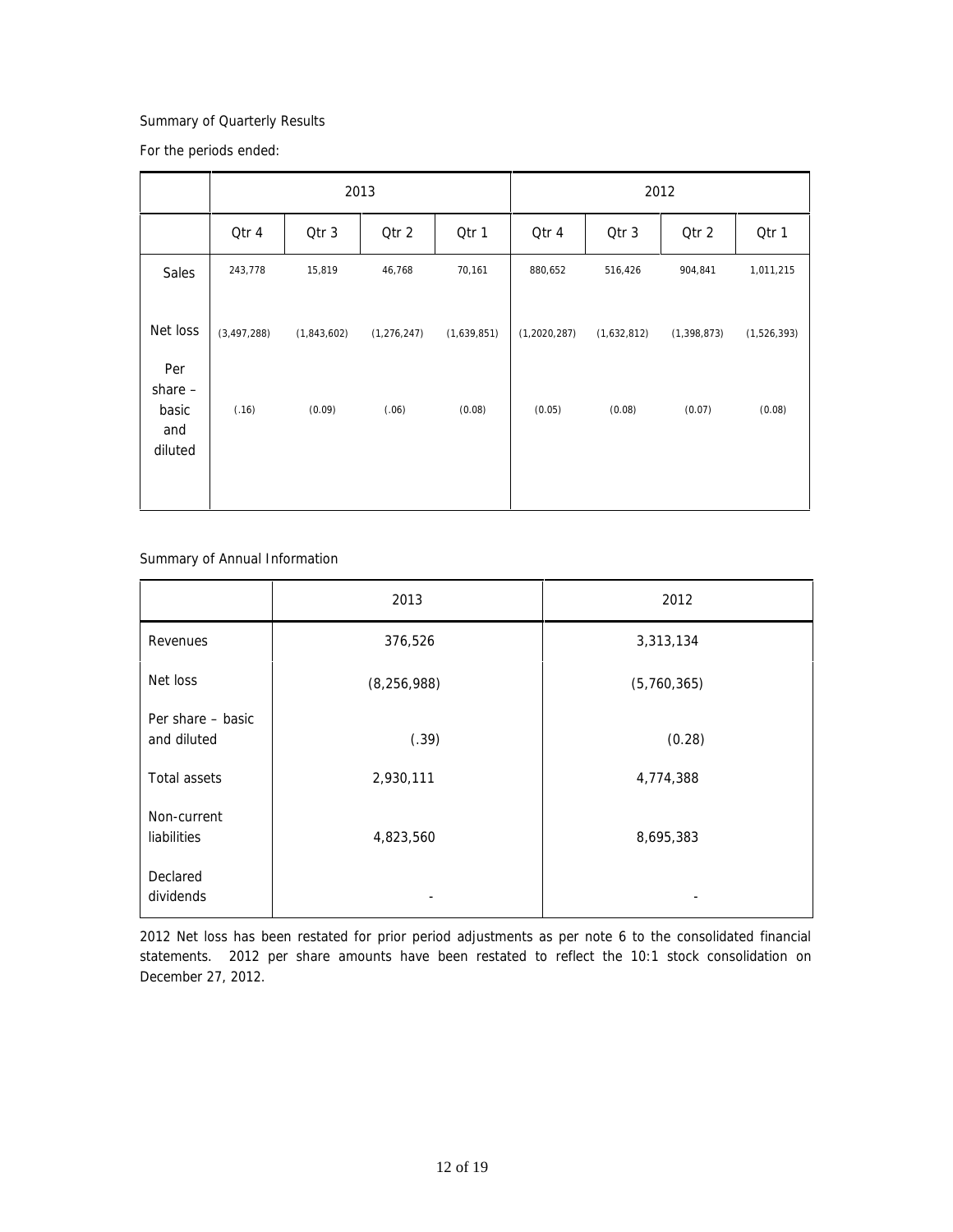Summary of Quarterly Results

For the periods ended:

| | 2013 | | | | 2012 | | | |
|---|---|---|---|---|---|---|---|---|
| | Qtr 4 | Qtr 3 | Qtr 2 | Qtr 1 | Qtr 4 | Qtr 3 | Qtr 2 | Qtr 1 |
| Sales | 243,778 | 15,819 | 46,768 | 70,161 | 880,652 | 516,426 | 904,841 | 1,011,215 |
| Net loss | (3,497,288) | (1,843,602) | (1,276,247) | (1,639,851) | (1,2020,287) | (1,632,812) | (1,398,873) | (1,526,393) |
| Per share – basic and diluted | (.16) | (0.09) | (.06) | (0.08) | (0.05) | (0.08) | (0.07) | (0.08) |

Summary of Annual Information

| | 2013 | 2012 |
|---|---|---|
| Revenues | 376,526 | 3,313,134 |
| Net loss | (8,256,988) | (5,760,365) |
| Per share – basic and diluted | (.39) | (0.28) |
| Total assets | 2,930,111 | 4,774,388 |
| Non-current liabilities | 4,823,560 | 8,695,383 |
| Declared dividends | - | - |

2012 Net loss has been restated for prior period adjustments as per note 6 to the consolidated financial statements. 2012 per share amounts have been restated to reflect the 10:1 stock consolidation on December 27, 2012.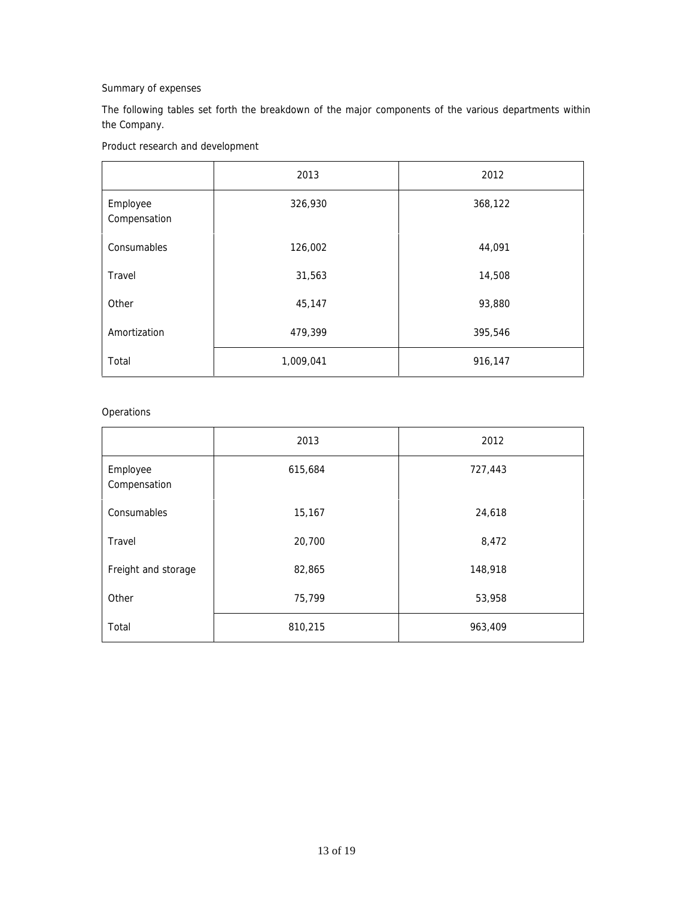Summary of expenses

The following tables set forth the breakdown of the major components of the various departments within the Company.

Product research and development

| | 2013 | 2012 |
|---|---|---|
| Employee Compensation | 326,930 | 368,122 |
| Consumables | 126,002 | 44,091 |
| Travel | 31,563 | 14,508 |
| Other | 45,147 | 93,880 |
| Amortization | 479,399 | 395,546 |
| Total | 1,009,041 | 916,147 |

Operations

| | 2013 | 2012 |
|---|---|---|
| Employee Compensation | 615,684 | 727,443 |
| Consumables | 15,167 | 24,618 |
| Travel | 20,700 | 8,472 |
| Freight and storage | 82,865 | 148,918 |
| Other | 75,799 | 53,958 |
| Total | 810,215 | 963,409 |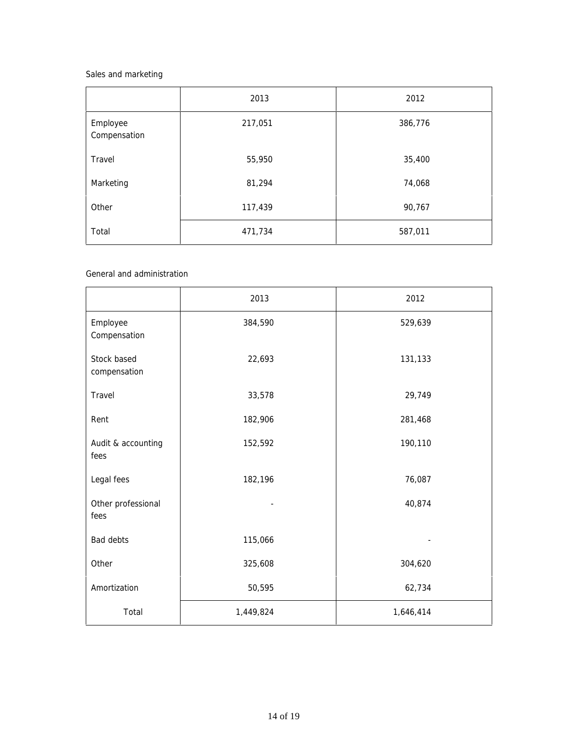Sales and marketing

| | 2013 | 2012 |
|---|---|---|
| Employee Compensation | 217,051 | 386,776 |
| Travel | 55,950 | 35,400 |
| Marketing | 81,294 | 74,068 |
| Other | 117,439 | 90,767 |
| Total | 471,734 | 587,011 |

General and administration

| | 2013 | 2012 |
|---|---|---|
| Employee Compensation | 384,590 | 529,639 |
| Stock based compensation | 22,693 | 131,133 |
| Travel | 33,578 | 29,749 |
| Rent | 182,906 | 281,468 |
| Audit & accounting fees | 152,592 | 190,110 |
| Legal fees | 182,196 | 76,087 |
| Other professional fees | - | 40,874 |
| Bad debts | 115,066 | - |
| Other | 325,608 | 304,620 |
| Amortization | 50,595 | 62,734 |
| Total | 1,449,824 | 1,646,414 |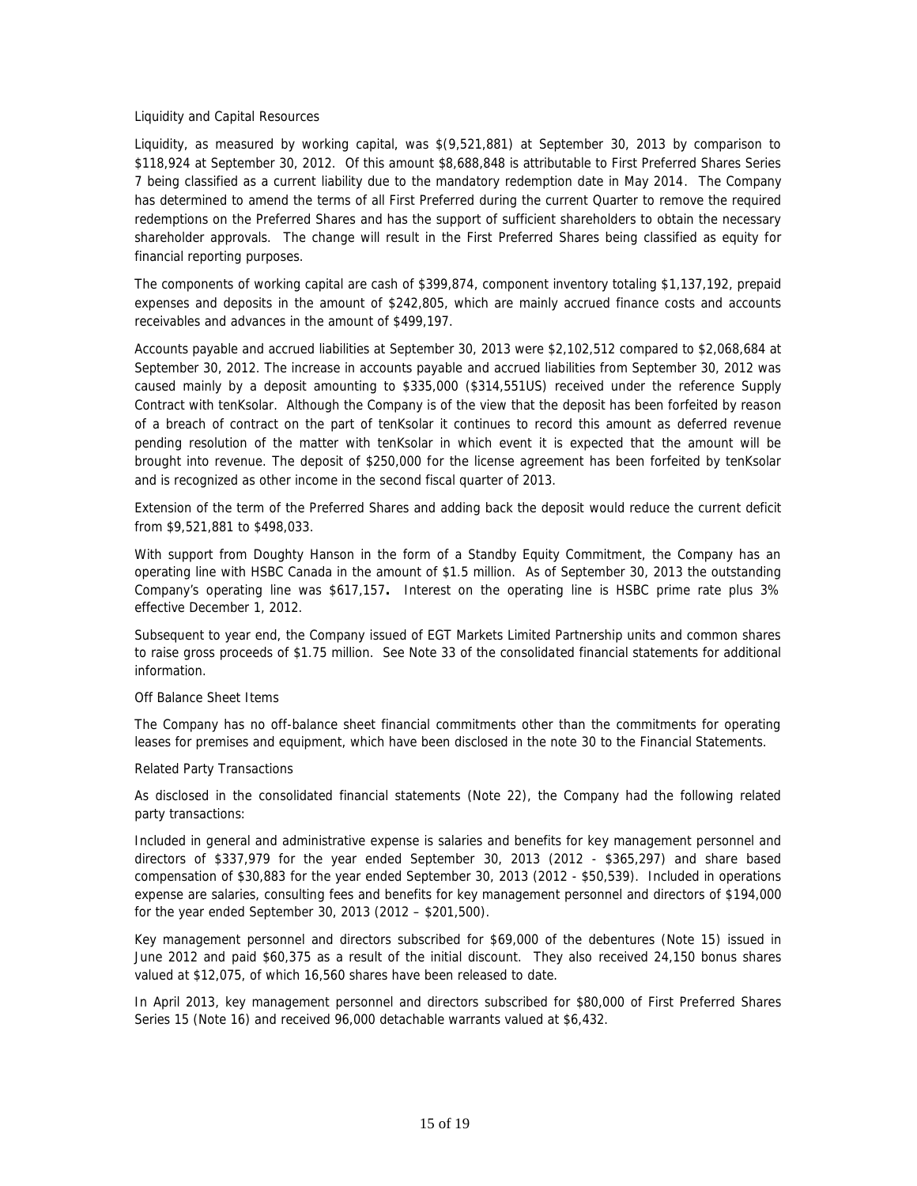## Liquidity and Capital Resources

Liquidity, as measured by working capital, was $(9,521,881) at September 30, 2013 by comparison to $118,924 at September 30, 2012. Of this amount $8,688,848 is attributable to First Preferred Shares Series 7 being classified as a current liability due to the mandatory redemption date in May 2014. The Company has determined to amend the terms of all First Preferred during the current Quarter to remove the required redemptions on the Preferred Shares and has the support of sufficient shareholders to obtain the necessary shareholder approvals. The change will result in the First Preferred Shares being classified as equity for financial reporting purposes.

The components of working capital are cash of $399,874, component inventory totaling $1,137,192, prepaid expenses and deposits in the amount of $242,805, which are mainly accrued finance costs and accounts receivables and advances in the amount of $499,197.

Accounts payable and accrued liabilities at September 30, 2013 were $2,102,512 compared to $2,068,684 at September 30, 2012. The increase in accounts payable and accrued liabilities from September 30, 2012 was caused mainly by a deposit amounting to $335,000 ($314,551US) received under the reference Supply Contract with tenKsolar. Although the Company is of the view that the deposit has been forfeited by reason of a breach of contract on the part of tenKsolar it continues to record this amount as deferred revenue pending resolution of the matter with tenKsolar in which event it is expected that the amount will be brought into revenue. The deposit of $250,000 for the license agreement has been forfeited by tenKsolar and is recognized as other income in the second fiscal quarter of 2013.

Extension of the term of the Preferred Shares and adding back the deposit would reduce the current deficit from $9,521,881 to $498,033.

With support from Doughty Hanson in the form of a Standby Equity Commitment, the Company has an operating line with HSBC Canada in the amount of $1.5 million. As of September 30, 2013 the outstanding Company's operating line was $617,157**.** Interest on the operating line is HSBC prime rate plus 3% effective December 1, 2012.

Subsequent to year end, the Company issued of EGT Markets Limited Partnership units and common shares to raise gross proceeds of $1.75 million. See Note 33 of the consolidated financial statements for additional information.

## Off Balance Sheet Items

The Company has no off-balance sheet financial commitments other than the commitments for operating leases for premises and equipment, which have been disclosed in the note 30 to the Financial Statements.

## Related Party Transactions

As disclosed in the consolidated financial statements (Note 22), the Company had the following related party transactions:

Included in general and administrative expense is salaries and benefits for key management personnel and directors of $337,979 for the year ended September 30, 2013 (2012 - $365,297) and share based compensation of $30,883 for the year ended September 30, 2013 (2012 - $50,539). Included in operations expense are salaries, consulting fees and benefits for key management personnel and directors of $194,000 for the year ended September 30, 2013 (2012 – $201,500).

Key management personnel and directors subscribed for $69,000 of the debentures (Note 15) issued in June 2012 and paid $60,375 as a result of the initial discount. They also received 24,150 bonus shares valued at $12,075, of which 16,560 shares have been released to date.

In April 2013, key management personnel and directors subscribed for $80,000 of First Preferred Shares Series 15 (Note 16) and received 96,000 detachable warrants valued at $6,432.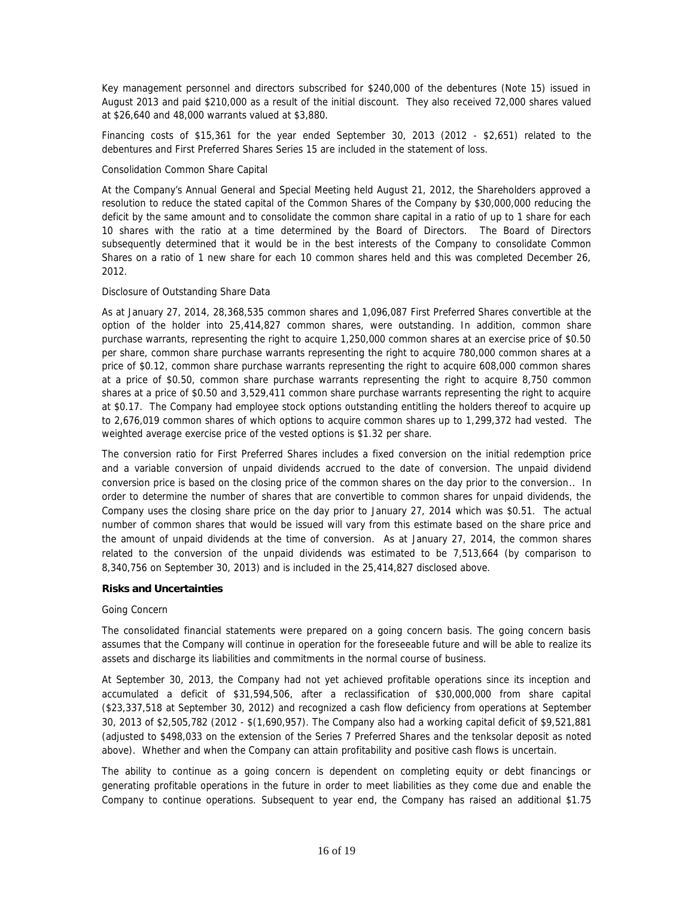Key management personnel and directors subscribed for $240,000 of the debentures (Note 15) issued in August 2013 and paid $210,000 as a result of the initial discount. They also received 72,000 shares valued at $26,640 and 48,000 warrants valued at $3,880.

Financing costs of $15,361 for the year ended September 30, 2013 (2012 - $2,651) related to the debentures and First Preferred Shares Series 15 are included in the statement of loss.

Consolidation Common Share Capital

At the Company's Annual General and Special Meeting held August 21, 2012, the Shareholders approved a resolution to reduce the stated capital of the Common Shares of the Company by $30,000,000 reducing the deficit by the same amount and to consolidate the common share capital in a ratio of up to 1 share for each 10 shares with the ratio at a time determined by the Board of Directors. The Board of Directors subsequently determined that it would be in the best interests of the Company to consolidate Common Shares on a ratio of 1 new share for each 10 common shares held and this was completed December 26, 2012.

Disclosure of Outstanding Share Data

As at January 27, 2014, 28,368,535 common shares and 1,096,087 First Preferred Shares convertible at the option of the holder into 25,414,827 common shares, were outstanding. In addition, common share purchase warrants, representing the right to acquire 1,250,000 common shares at an exercise price of $0.50 per share, common share purchase warrants representing the right to acquire 780,000 common shares at a price of $0.12, common share purchase warrants representing the right to acquire 608,000 common shares at a price of $0.50, common share purchase warrants representing the right to acquire 8,750 common shares at a price of $0.50 and 3,529,411 common share purchase warrants representing the right to acquire at $0.17. The Company had employee stock options outstanding entitling the holders thereof to acquire up to 2,676,019 common shares of which options to acquire common shares up to 1,299,372 had vested. The weighted average exercise price of the vested options is $1.32 per share.

The conversion ratio for First Preferred Shares includes a fixed conversion on the initial redemption price and a variable conversion of unpaid dividends accrued to the date of conversion. The unpaid dividend conversion price is based on the closing price of the common shares on the day prior to the conversion.. In order to determine the number of shares that are convertible to common shares for unpaid dividends, the Company uses the closing share price on the day prior to January 27, 2014 which was $0.51. The actual number of common shares that would be issued will vary from this estimate based on the share price and the amount of unpaid dividends at the time of conversion. As at January 27, 2014, the common shares related to the conversion of the unpaid dividends was estimated to be 7,513,664 (by comparison to 8,340,756 on September 30, 2013) and is included in the 25,414,827 disclosed above.

**Risks and Uncertainties**

Going Concern

The consolidated financial statements were prepared on a going concern basis. The going concern basis assumes that the Company will continue in operation for the foreseeable future and will be able to realize its assets and discharge its liabilities and commitments in the normal course of business.

At September 30, 2013, the Company had not yet achieved profitable operations since its inception and accumulated a deficit of $31,594,506, after a reclassification of $30,000,000 from share capital ($23,337,518 at September 30, 2012) and recognized a cash flow deficiency from operations at September 30, 2013 of $2,505,782 (2012 - $(1,690,957). The Company also had a working capital deficit of $9,521,881 (adjusted to $498,033 on the extension of the Series 7 Preferred Shares and the tenksolar deposit as noted above). Whether and when the Company can attain profitability and positive cash flows is uncertain.

The ability to continue as a going concern is dependent on completing equity or debt financings or generating profitable operations in the future in order to meet liabilities as they come due and enable the Company to continue operations. Subsequent to year end, the Company has raised an additional $1.75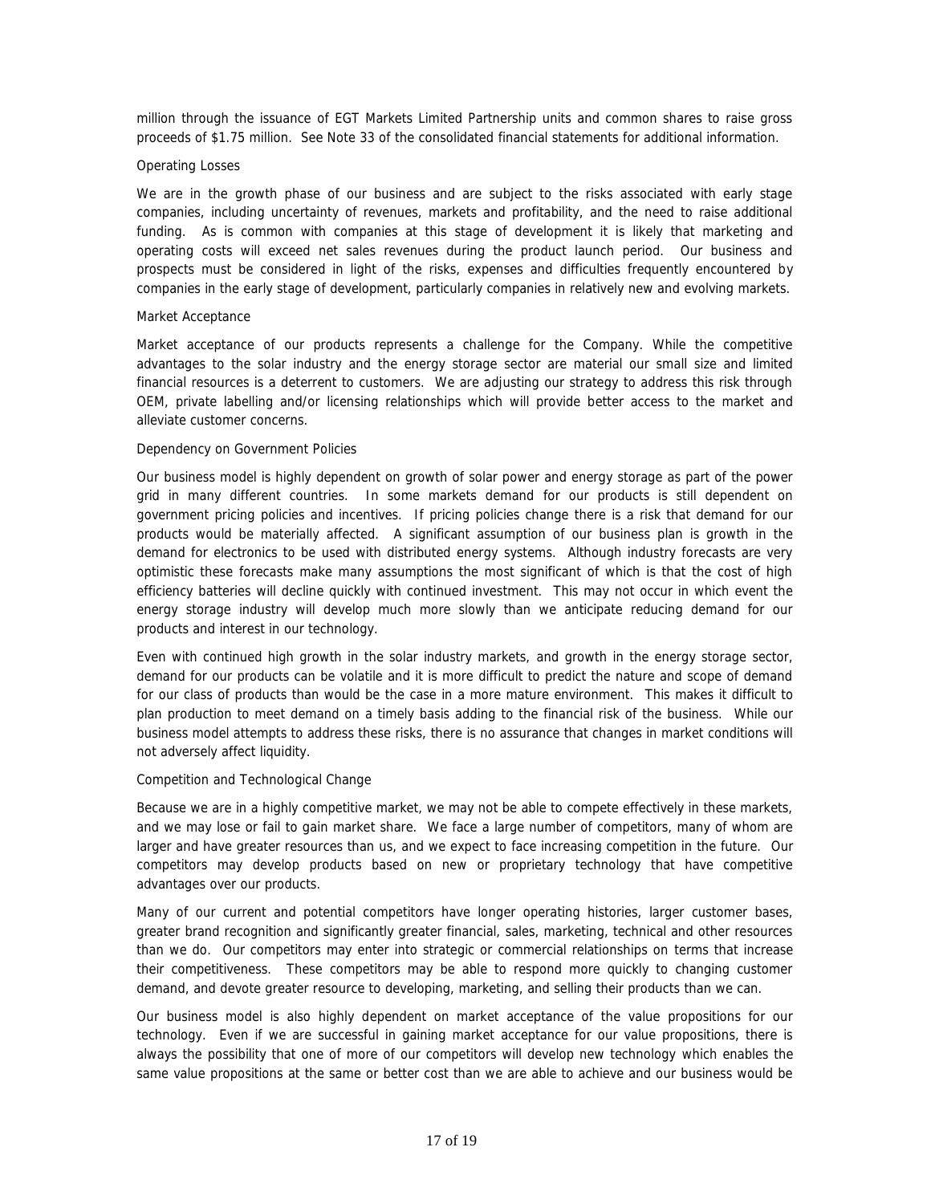million through the issuance of EGT Markets Limited Partnership units and common shares to raise gross proceeds of $1.75 million. See Note 33 of the consolidated financial statements for additional information.

### Operating Losses

We are in the growth phase of our business and are subject to the risks associated with early stage companies, including uncertainty of revenues, markets and profitability, and the need to raise additional funding. As is common with companies at this stage of development it is likely that marketing and operating costs will exceed net sales revenues during the product launch period. Our business and prospects must be considered in light of the risks, expenses and difficulties frequently encountered by companies in the early stage of development, particularly companies in relatively new and evolving markets.

### Market Acceptance

Market acceptance of our products represents a challenge for the Company. While the competitive advantages to the solar industry and the energy storage sector are material our small size and limited financial resources is a deterrent to customers. We are adjusting our strategy to address this risk through OEM, private labelling and/or licensing relationships which will provide better access to the market and alleviate customer concerns.

### Dependency on Government Policies

Our business model is highly dependent on growth of solar power and energy storage as part of the power grid in many different countries. In some markets demand for our products is still dependent on government pricing policies and incentives. If pricing policies change there is a risk that demand for our products would be materially affected. A significant assumption of our business plan is growth in the demand for electronics to be used with distributed energy systems. Although industry forecasts are very optimistic these forecasts make many assumptions the most significant of which is that the cost of high efficiency batteries will decline quickly with continued investment. This may not occur in which event the energy storage industry will develop much more slowly than we anticipate reducing demand for our products and interest in our technology.

Even with continued high growth in the solar industry markets, and growth in the energy storage sector, demand for our products can be volatile and it is more difficult to predict the nature and scope of demand for our class of products than would be the case in a more mature environment. This makes it difficult to plan production to meet demand on a timely basis adding to the financial risk of the business. While our business model attempts to address these risks, there is no assurance that changes in market conditions will not adversely affect liquidity.

### Competition and Technological Change

Because we are in a highly competitive market, we may not be able to compete effectively in these markets, and we may lose or fail to gain market share. We face a large number of competitors, many of whom are larger and have greater resources than us, and we expect to face increasing competition in the future. Our competitors may develop products based on new or proprietary technology that have competitive advantages over our products.

Many of our current and potential competitors have longer operating histories, larger customer bases, greater brand recognition and significantly greater financial, sales, marketing, technical and other resources than we do. Our competitors may enter into strategic or commercial relationships on terms that increase their competitiveness. These competitors may be able to respond more quickly to changing customer demand, and devote greater resource to developing, marketing, and selling their products than we can.

Our business model is also highly dependent on market acceptance of the value propositions for our technology. Even if we are successful in gaining market acceptance for our value propositions, there is always the possibility that one of more of our competitors will develop new technology which enables the same value propositions at the same or better cost than we are able to achieve and our business would be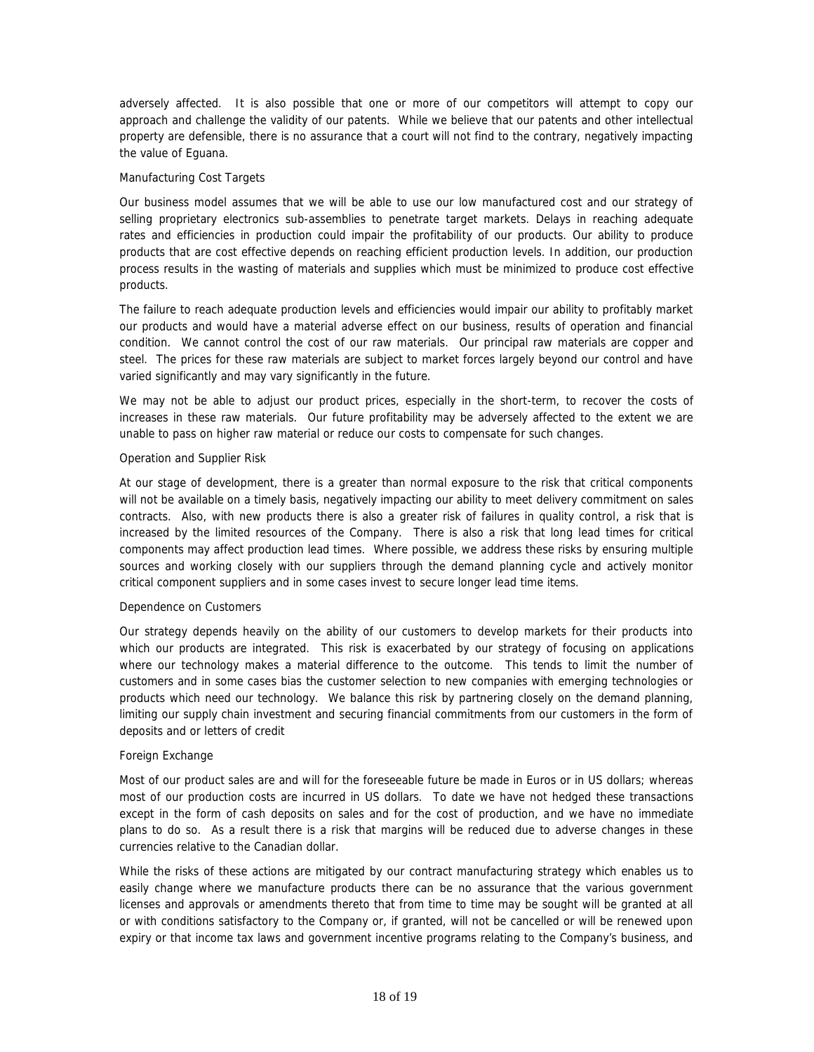adversely affected. It is also possible that one or more of our competitors will attempt to copy our approach and challenge the validity of our patents. While we believe that our patents and other intellectual property are defensible, there is no assurance that a court will not find to the contrary, negatively impacting the value of Eguana.

### Manufacturing Cost Targets

Our business model assumes that we will be able to use our low manufactured cost and our strategy of selling proprietary electronics sub-assemblies to penetrate target markets. Delays in reaching adequate rates and efficiencies in production could impair the profitability of our products. Our ability to produce products that are cost effective depends on reaching efficient production levels. In addition, our production process results in the wasting of materials and supplies which must be minimized to produce cost effective products.

The failure to reach adequate production levels and efficiencies would impair our ability to profitably market our products and would have a material adverse effect on our business, results of operation and financial condition. We cannot control the cost of our raw materials. Our principal raw materials are copper and steel. The prices for these raw materials are subject to market forces largely beyond our control and have varied significantly and may vary significantly in the future.

We may not be able to adjust our product prices, especially in the short-term, to recover the costs of increases in these raw materials. Our future profitability may be adversely affected to the extent we are unable to pass on higher raw material or reduce our costs to compensate for such changes.

### Operation and Supplier Risk

At our stage of development, there is a greater than normal exposure to the risk that critical components will not be available on a timely basis, negatively impacting our ability to meet delivery commitment on sales contracts. Also, with new products there is also a greater risk of failures in quality control, a risk that is increased by the limited resources of the Company. There is also a risk that long lead times for critical components may affect production lead times. Where possible, we address these risks by ensuring multiple sources and working closely with our suppliers through the demand planning cycle and actively monitor critical component suppliers and in some cases invest to secure longer lead time items.

### Dependence on Customers

Our strategy depends heavily on the ability of our customers to develop markets for their products into which our products are integrated. This risk is exacerbated by our strategy of focusing on applications where our technology makes a material difference to the outcome. This tends to limit the number of customers and in some cases bias the customer selection to new companies with emerging technologies or products which need our technology. We balance this risk by partnering closely on the demand planning, limiting our supply chain investment and securing financial commitments from our customers in the form of deposits and or letters of credit

### Foreign Exchange

Most of our product sales are and will for the foreseeable future be made in Euros or in US dollars; whereas most of our production costs are incurred in US dollars. To date we have not hedged these transactions except in the form of cash deposits on sales and for the cost of production, and we have no immediate plans to do so. As a result there is a risk that margins will be reduced due to adverse changes in these currencies relative to the Canadian dollar.

While the risks of these actions are mitigated by our contract manufacturing strategy which enables us to easily change where we manufacture products there can be no assurance that the various government licenses and approvals or amendments thereto that from time to time may be sought will be granted at all or with conditions satisfactory to the Company or, if granted, will not be cancelled or will be renewed upon expiry or that income tax laws and government incentive programs relating to the Company's business, and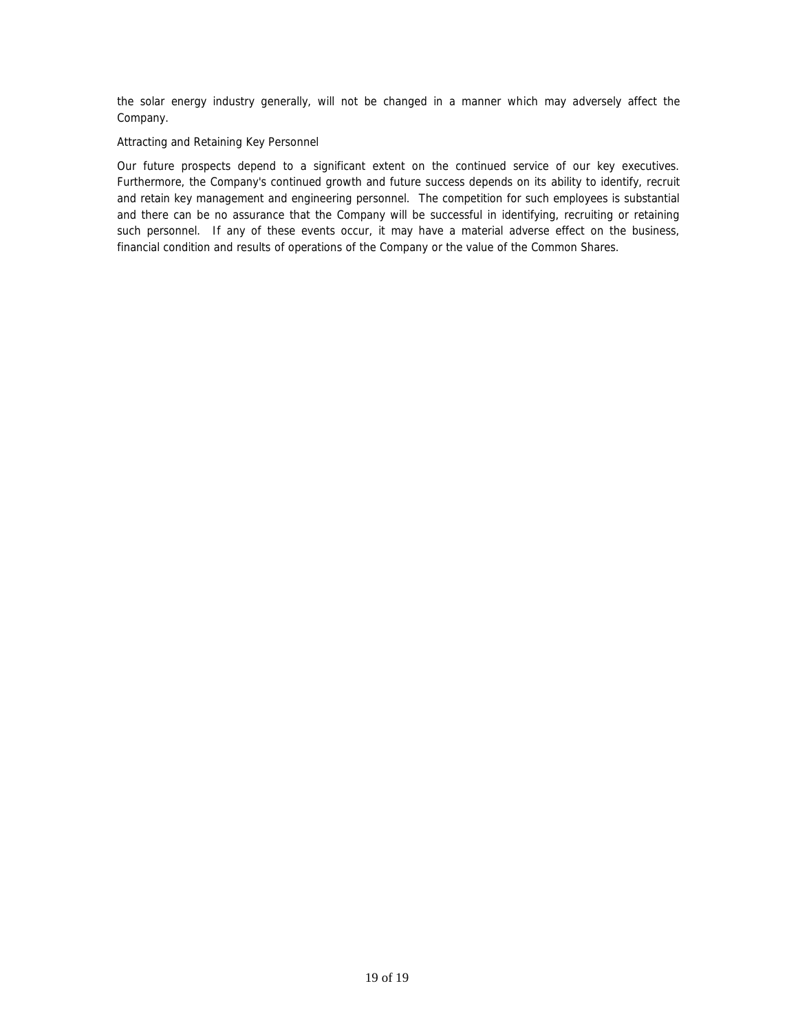the solar energy industry generally, will not be changed in a manner which may adversely affect the Company.

Attracting and Retaining Key Personnel

Our future prospects depend to a significant extent on the continued service of our key executives. Furthermore, the Company's continued growth and future success depends on its ability to identify, recruit and retain key management and engineering personnel. The competition for such employees is substantial and there can be no assurance that the Company will be successful in identifying, recruiting or retaining such personnel. If any of these events occur, it may have a material adverse effect on the business, financial condition and results of operations of the Company or the value of the Common Shares.